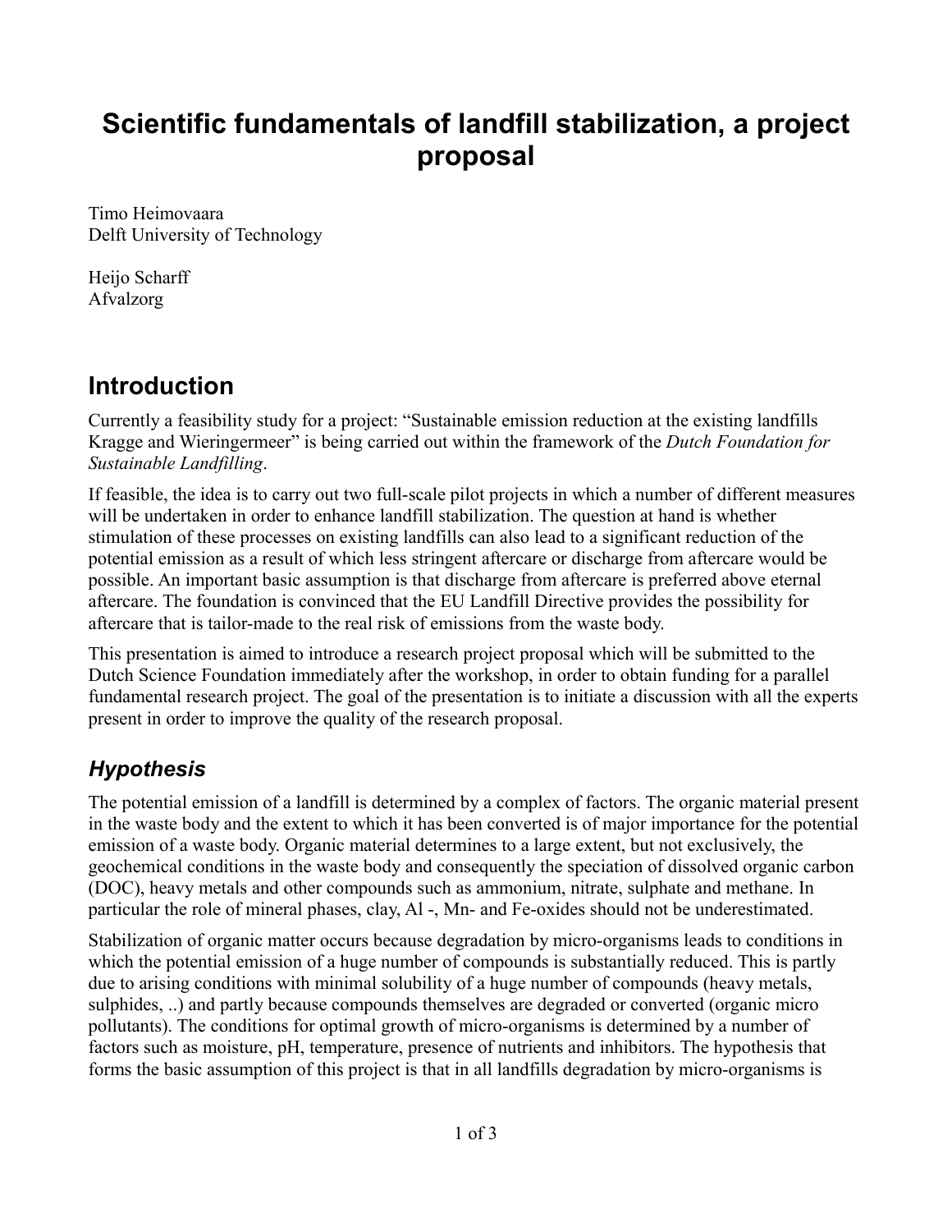# Scientific fundamentals of landfill stabilization, a project proposal

Timo Heimovaara
Delft University of Technology

Heijo Scharff
Afvalzorg

## Introduction

Currently a feasibility study for a project: "Sustainable emission reduction at the existing landfills Kragge and Wieringermeer" is being carried out within the framework of the *Dutch Foundation for Sustainable Landfilling*.

If feasible, the idea is to carry out two full-scale pilot projects in which a number of different measures will be undertaken in order to enhance landfill stabilization. The question at hand is whether stimulation of these processes on existing landfills can also lead to a significant reduction of the potential emission as a result of which less stringent aftercare or discharge from aftercare would be possible. An important basic assumption is that discharge from aftercare is preferred above eternal aftercare. The foundation is convinced that the EU Landfill Directive provides the possibility for aftercare that is tailor-made to the real risk of emissions from the waste body.

This presentation is aimed to introduce a research project proposal which will be submitted to the Dutch Science Foundation immediately after the workshop, in order to obtain funding for a parallel fundamental research project. The goal of the presentation is to initiate a discussion with all the experts present in order to improve the quality of the research proposal.

### *Hypothesis*

The potential emission of a landfill is determined by a complex of factors. The organic material present in the waste body and the extent to which it has been converted is of major importance for the potential emission of a waste body. Organic material determines to a large extent, but not exclusively, the geochemical conditions in the waste body and consequently the speciation of dissolved organic carbon (DOC), heavy metals and other compounds such as ammonium, nitrate, sulphate and methane. In particular the role of mineral phases, clay, Al -, Mn- and Fe-oxides should not be underestimated.

Stabilization of organic matter occurs because degradation by micro-organisms leads to conditions in which the potential emission of a huge number of compounds is substantially reduced. This is partly due to arising conditions with minimal solubility of a huge number of compounds (heavy metals, sulphides, ..) and partly because compounds themselves are degraded or converted (organic micro pollutants). The conditions for optimal growth of micro-organisms is determined by a number of factors such as moisture, pH, temperature, presence of nutrients and inhibitors. The hypothesis that forms the basic assumption of this project is that in all landfills degradation by micro-organisms is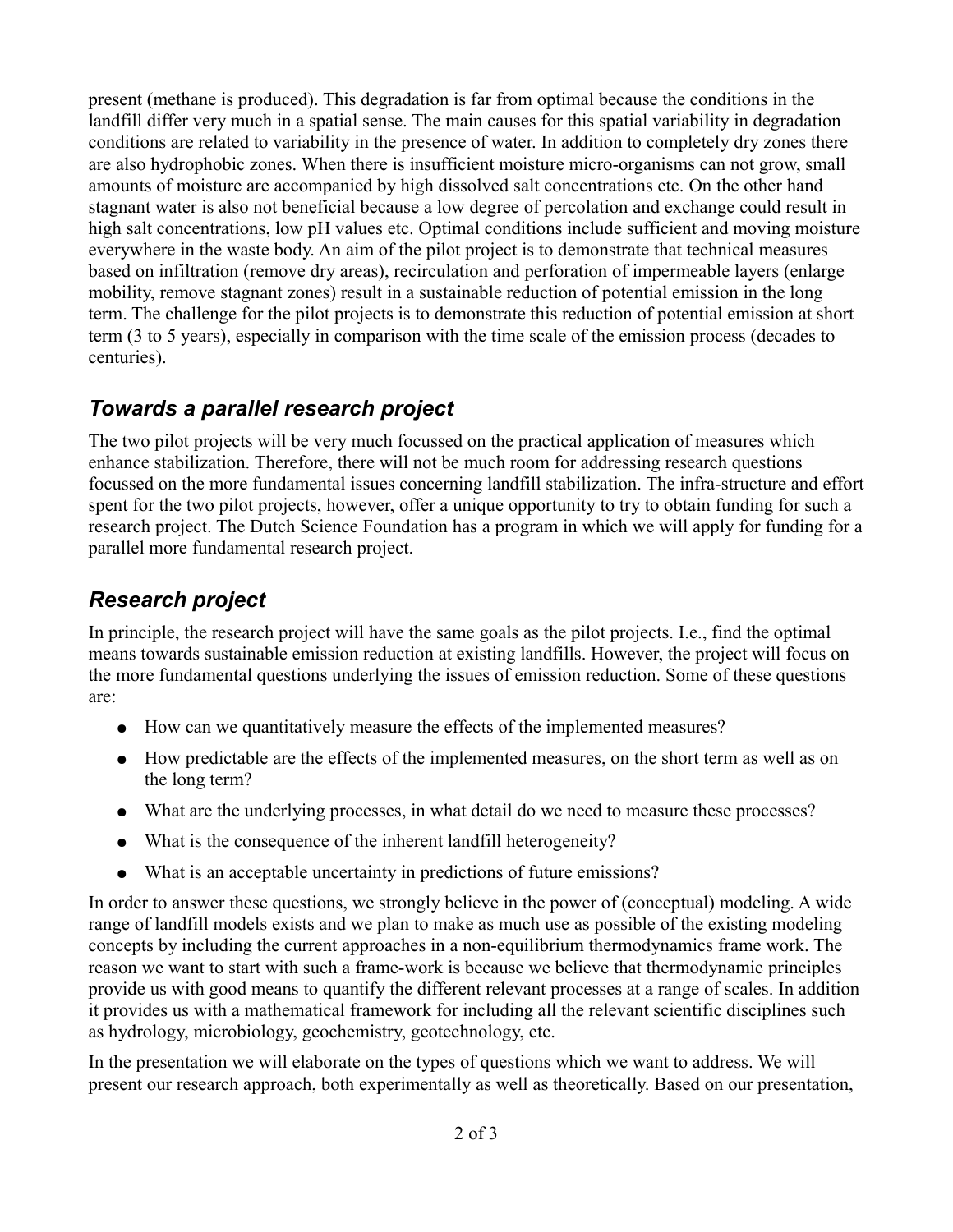present (methane is produced). This degradation is far from optimal because the conditions in the landfill differ very much in a spatial sense. The main causes for this spatial variability in degradation conditions are related to variability in the presence of water. In addition to completely dry zones there are also hydrophobic zones. When there is insufficient moisture micro-organisms can not grow, small amounts of moisture are accompanied by high dissolved salt concentrations etc. On the other hand stagnant water is also not beneficial because a low degree of percolation and exchange could result in high salt concentrations, low pH values etc. Optimal conditions include sufficient and moving moisture everywhere in the waste body. An aim of the pilot project is to demonstrate that technical measures based on infiltration (remove dry areas), recirculation and perforation of impermeable layers (enlarge mobility, remove stagnant zones) result in a sustainable reduction of potential emission in the long term. The challenge for the pilot projects is to demonstrate this reduction of potential emission at short term (3 to 5 years), especially in comparison with the time scale of the emission process (decades to centuries).

## *Towards a parallel research project*

The two pilot projects will be very much focussed on the practical application of measures which enhance stabilization. Therefore, there will not be much room for addressing research questions focussed on the more fundamental issues concerning landfill stabilization. The infra-structure and effort spent for the two pilot projects, however, offer a unique opportunity to try to obtain funding for such a research project. The Dutch Science Foundation has a program in which we will apply for funding for a parallel more fundamental research project.

## *Research project*

In principle, the research project will have the same goals as the pilot projects. I.e., find the optimal means towards sustainable emission reduction at existing landfills. However, the project will focus on the more fundamental questions underlying the issues of emission reduction. Some of these questions are:

- How can we quantitatively measure the effects of the implemented measures?
- How predictable are the effects of the implemented measures, on the short term as well as on the long term?
- What are the underlying processes, in what detail do we need to measure these processes?
- What is the consequence of the inherent landfill heterogeneity?
- What is an acceptable uncertainty in predictions of future emissions?

In order to answer these questions, we strongly believe in the power of (conceptual) modeling. A wide range of landfill models exists and we plan to make as much use as possible of the existing modeling concepts by including the current approaches in a non-equilibrium thermodynamics frame work. The reason we want to start with such a frame-work is because we believe that thermodynamic principles provide us with good means to quantify the different relevant processes at a range of scales. In addition it provides us with a mathematical framework for including all the relevant scientific disciplines such as hydrology, microbiology, geochemistry, geotechnology, etc.

In the presentation we will elaborate on the types of questions which we want to address. We will present our research approach, both experimentally as well as theoretically. Based on our presentation,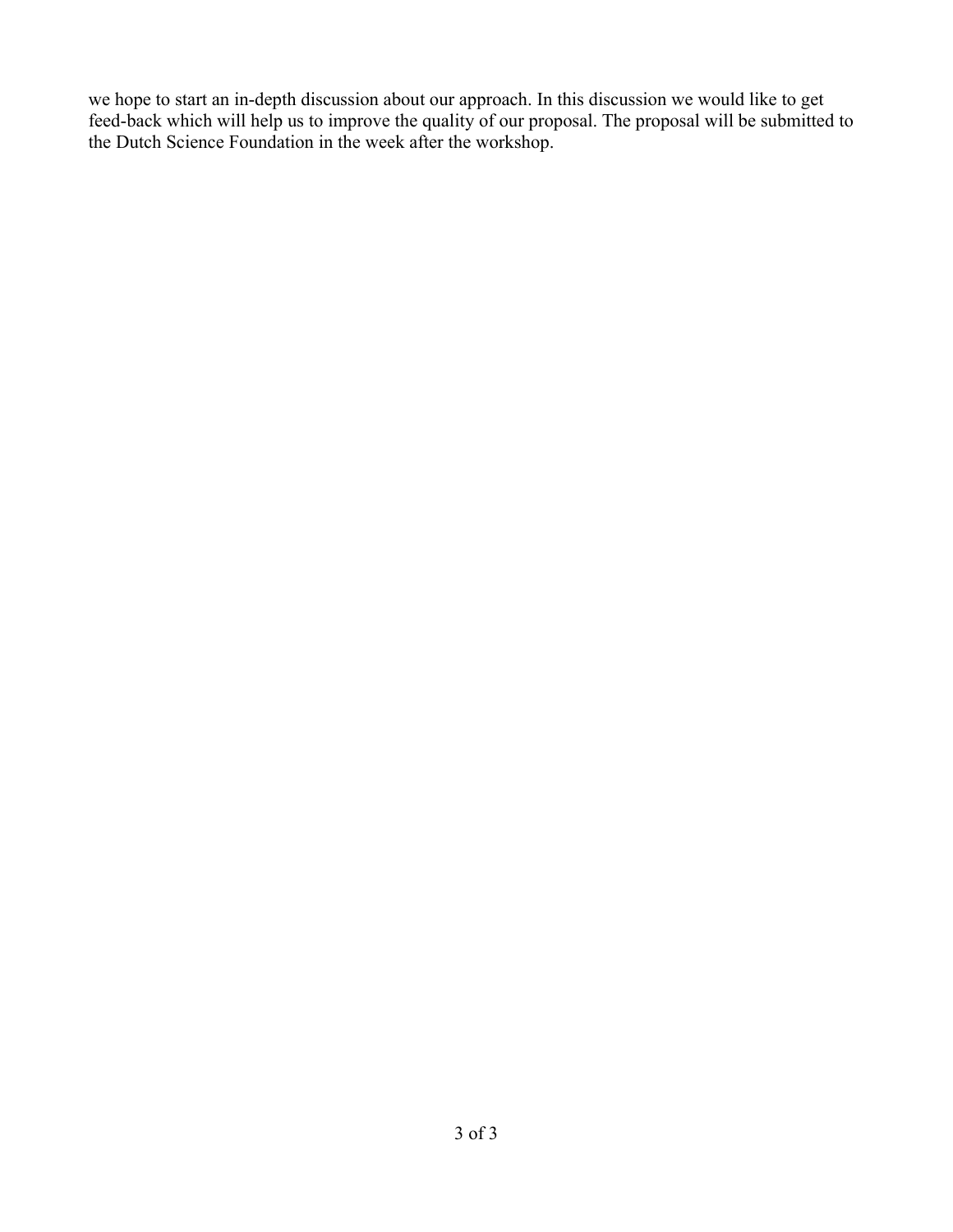we hope to start an in-depth discussion about our approach. In this discussion we would like to get feed-back which will help us to improve the quality of our proposal. The proposal will be submitted to the Dutch Science Foundation in the week after the workshop.